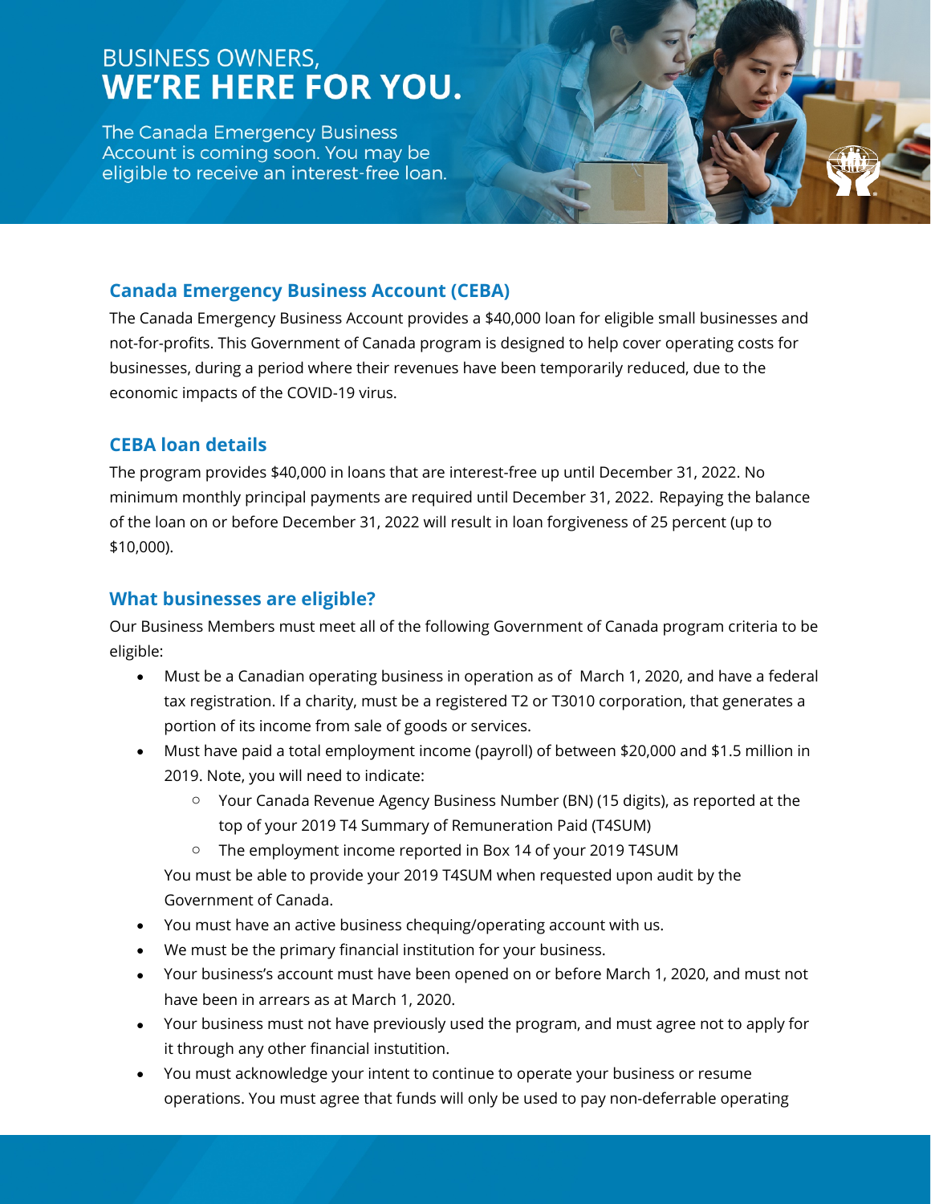# BUSINESS OWNERS, **WE'RE HERE FOR YOU.**

The Canada Emergency Business Account is coming soon. You may be eligible to receive an interest-free loan.

## Canada Emergency Business Account (CEBA)

The Canada Emergency Business Account provides a $40,000 loan for eligible small businesses and not-for-profits. This Government of Canada program is designed to help cover operating costs for businesses, during a period where their revenues have been temporarily reduced, due to the economic impacts of the COVID-19 virus.

## CEBA loan details

The program provides $40,000 in loans that are interest-free up until December 31, 2022. No minimum monthly principal payments are required until December 31, 2022. Repaying the balance of the loan on or before December 31, 2022 will result in loan forgiveness of 25 percent (up to $10,000).

## What businesses are eligible?

Our Business Members must meet all of the following Government of Canada program criteria to be eligible:

- Must be a Canadian operating business in operation as of March 1, 2020, and have a federal tax registration. If a charity, must be a registered T2 or T3010 corporation, that generates a portion of its income from sale of goods or services.
- Must have paid a total employment income (payroll) of between $20,000 and $1.5 million in 2019. Note, you will need to indicate:
  - Your Canada Revenue Agency Business Number (BN) (15 digits), as reported at the top of your 2019 T4 Summary of Remuneration Paid (T4SUM)
  - The employment income reported in Box 14 of your 2019 T4SUM

  You must be able to provide your 2019 T4SUM when requested upon audit by the Government of Canada.
- You must have an active business chequing/operating account with us.
- We must be the primary financial institution for your business.
- Your business's account must have been opened on or before March 1, 2020, and must not have been in arrears as at March 1, 2020.
- Your business must not have previously used the program, and must agree not to apply for it through any other financial instutition.
- You must acknowledge your intent to continue to operate your business or resume operations. You must agree that funds will only be used to pay non-deferrable operating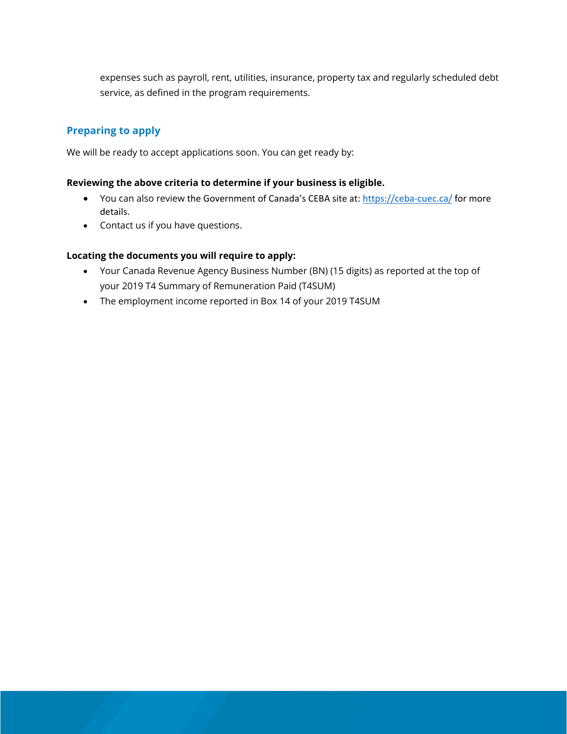expenses such as payroll, rent, utilities, insurance, property tax and regularly scheduled debt service, as defined in the program requirements.

## Preparing to apply

We will be ready to accept applications soon. You can get ready by:

**Reviewing the above criteria to determine if your business is eligible.**

- You can also review the Government of Canada's CEBA site at: https://ceba-cuec.ca/ for more details.
- Contact us if you have questions.

**Locating the documents you will require to apply:**

- Your Canada Revenue Agency Business Number (BN) (15 digits) as reported at the top of your 2019 T4 Summary of Remuneration Paid (T4SUM)
- The employment income reported in Box 14 of your 2019 T4SUM